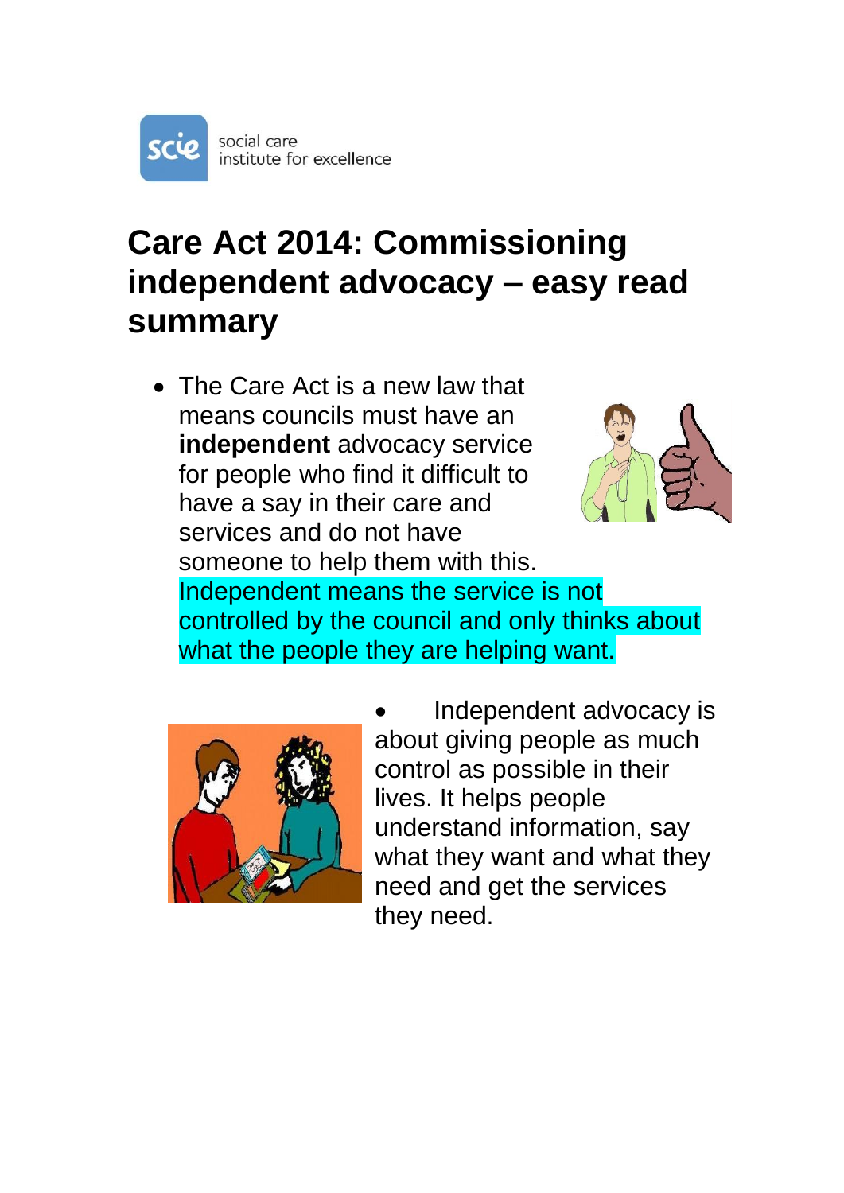# Care Act 2014: Commissioning independent advocacy – easy read summary

- The Care Act is a new law that means councils must have an **independent** advocacy service for people who find it difficult to have a say in their care and services and do not have someone to help them with this. Independent means the service is not controlled by the council and only thinks about what the people they are helping want.

- Independent advocacy is about giving people as much control as possible in their lives. It helps people understand information, say what they want and what they need and get the services they need.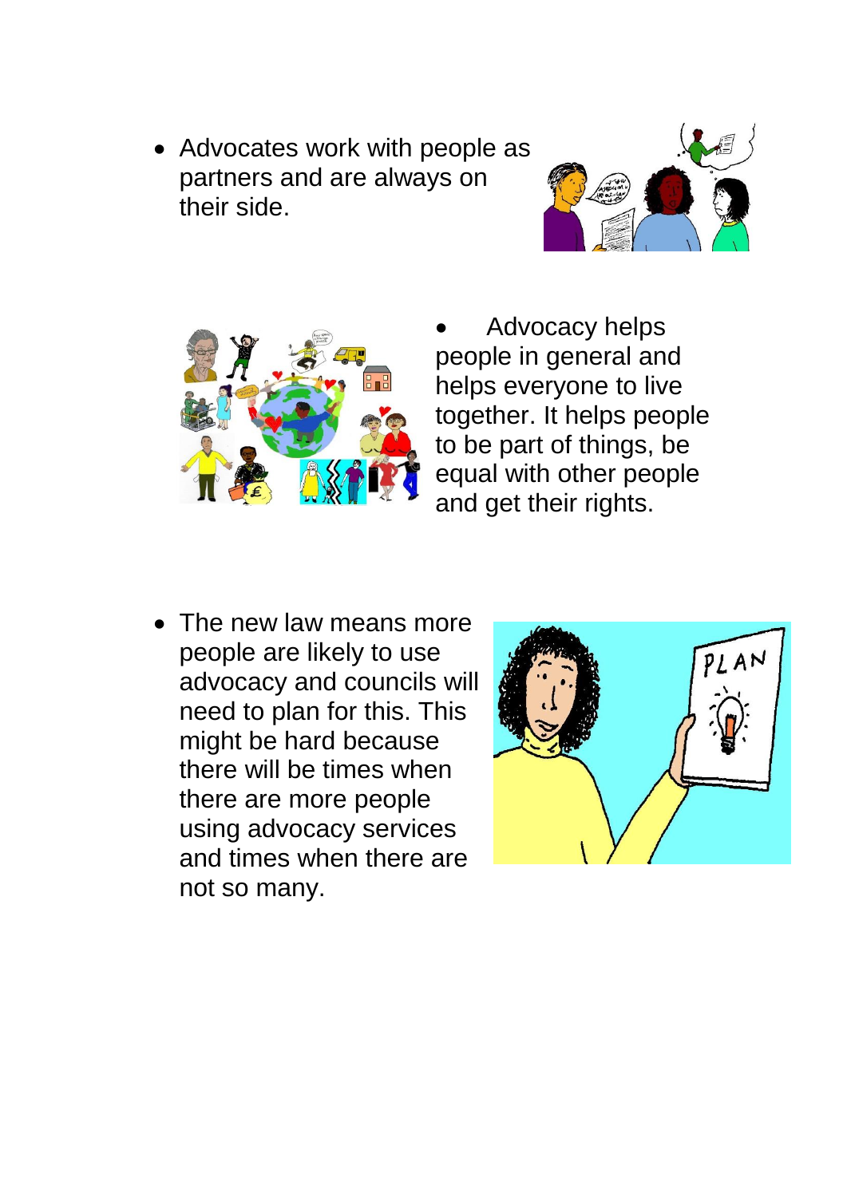- Advocates work with people as partners and are always on their side.

- Advocacy helps people in general and helps everyone to live together. It helps people to be part of things, be equal with other people and get their rights.

- The new law means more people are likely to use advocacy and councils will need to plan for this. This might be hard because there will be times when there are more people using advocacy services and times when there are not so many.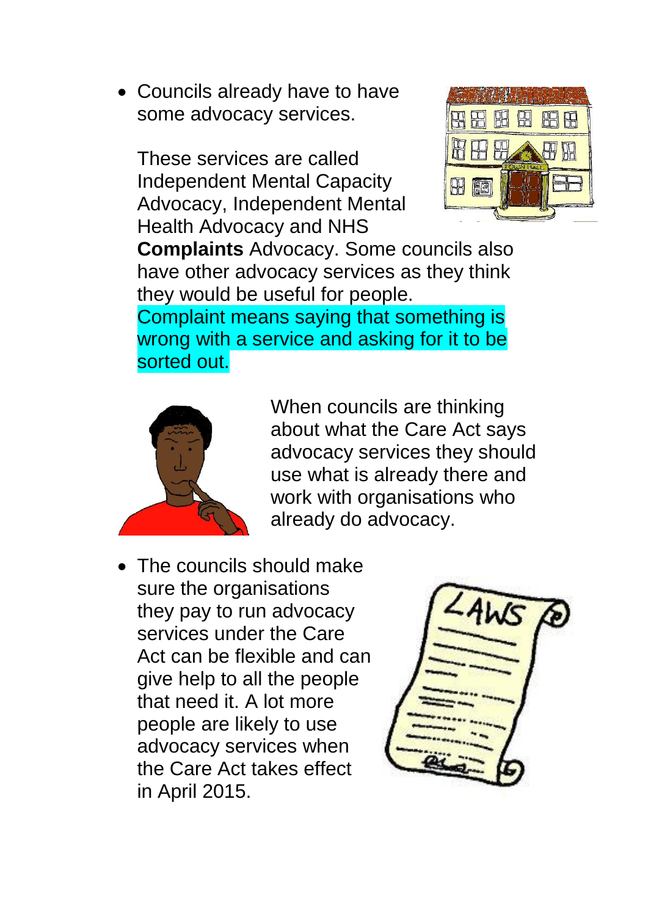- Councils already have to have some advocacy services.

  These services are called Independent Mental Capacity Advocacy, Independent Mental Health Advocacy and NHS **Complaints** Advocacy. Some councils also have other advocacy services as they think they would be useful for people.
  Complaint means saying that something is wrong with a service and asking for it to be sorted out.

When councils are thinking about what the Care Act says advocacy services they should use what is already there and work with organisations who already do advocacy.

- The councils should make sure the organisations they pay to run advocacy services under the Care Act can be flexible and can give help to all the people that need it. A lot more people are likely to use advocacy services when the Care Act takes effect in April 2015.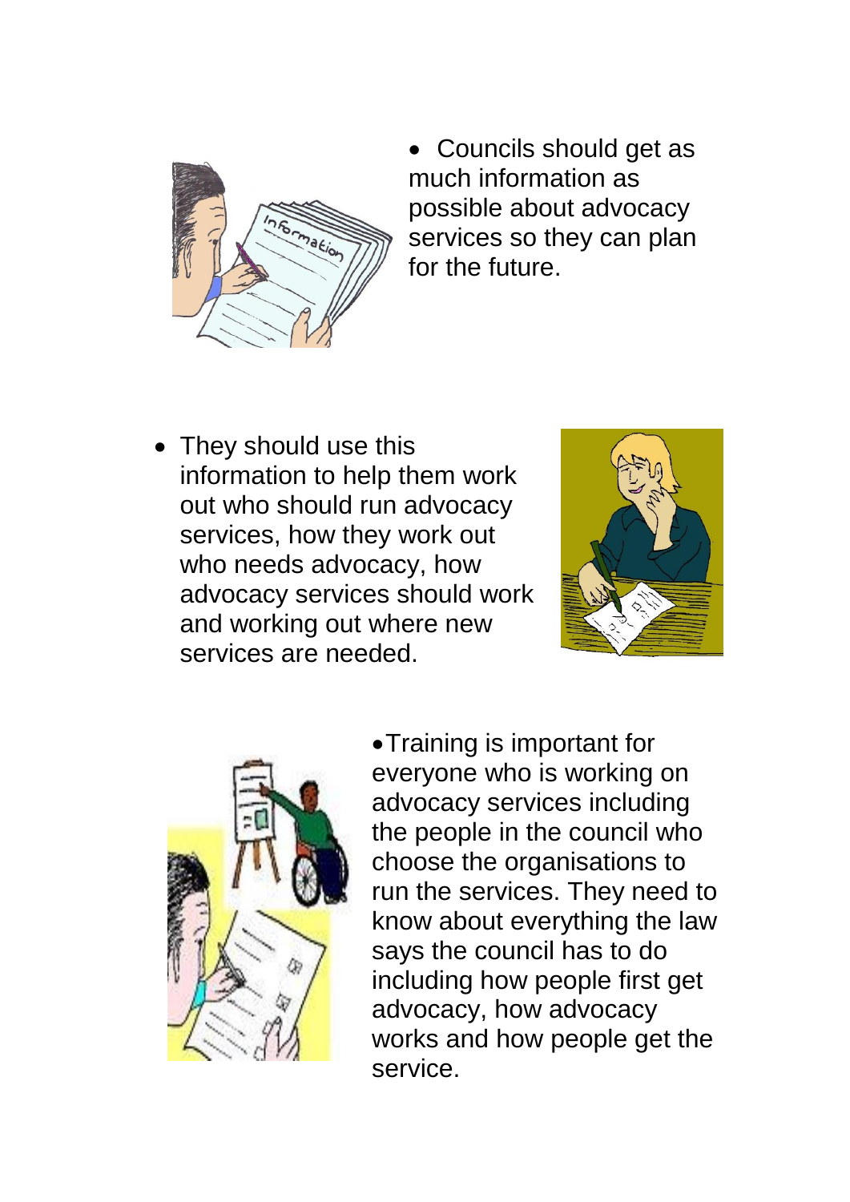- Councils should get as much information as possible about advocacy services so they can plan for the future.

- They should use this information to help them work out who should run advocacy services, how they work out who needs advocacy, how advocacy services should work and working out where new services are needed.

- Training is important for everyone who is working on advocacy services including the people in the council who choose the organisations to run the services. They need to know about everything the law says the council has to do including how people first get advocacy, how advocacy works and how people get the service.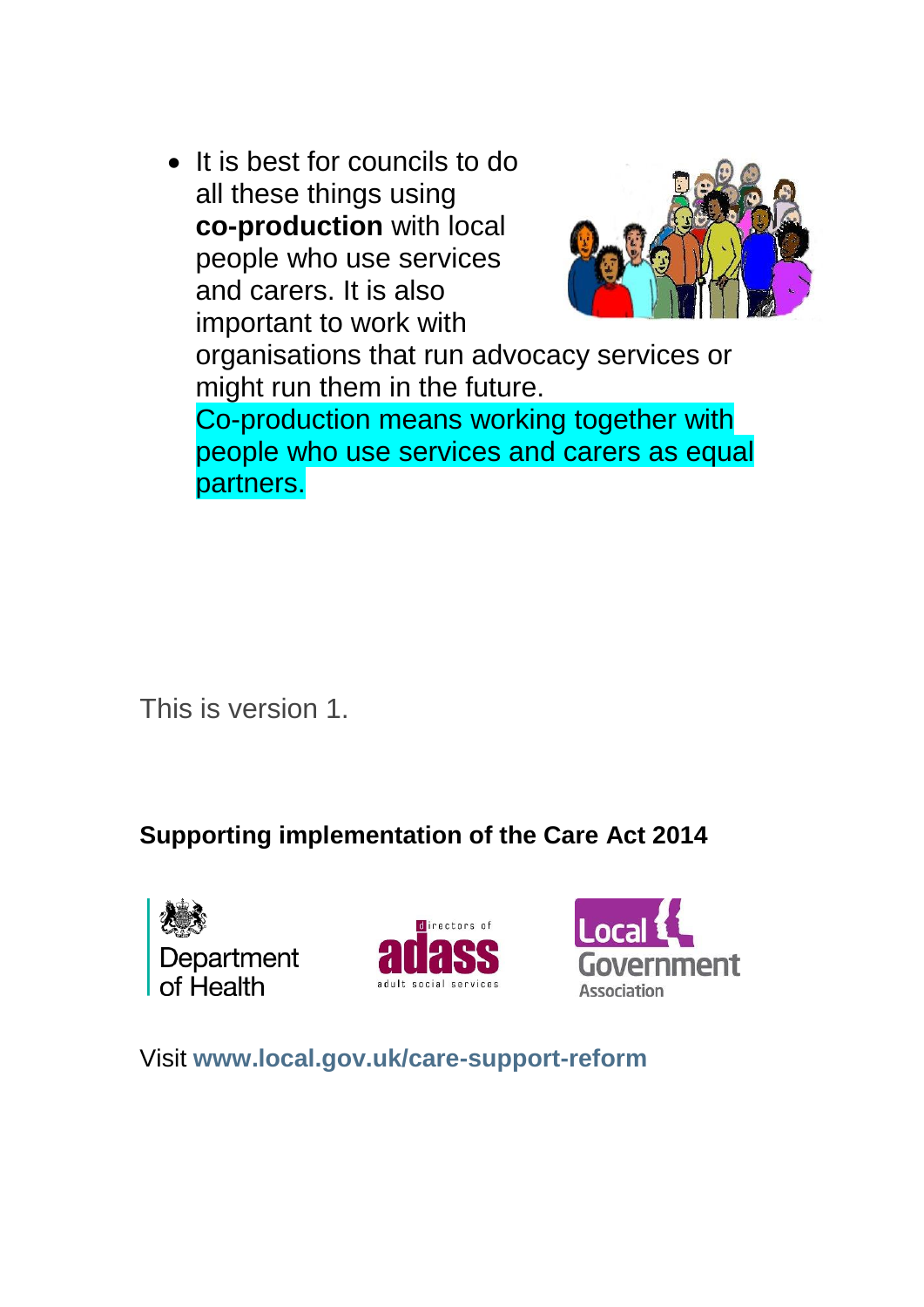- It is best for councils to do all these things using **co-production** with local people who use services and carers. It is also important to work with organisations that run advocacy services or might run them in the future. Co-production means working together with people who use services and carers as equal partners.

This is version 1.

**Supporting implementation of the Care Act 2014**

Department of Health

directors of adass adult social services

Local Government Association

Visit **www.local.gov.uk/care-support-reform**